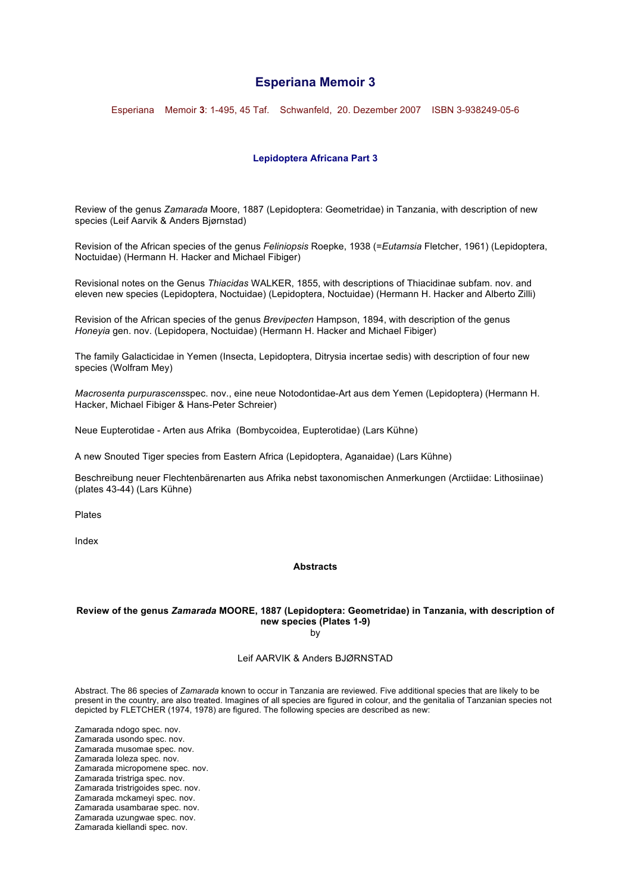# Esperiana Memoir 3

Esperiana Memoir **3**: 1-495, 45 Taf. Schwanfeld, 20. Dezember 2007 ISBN 3-938249-05-6

### Lepidoptera Africana Part 3

Review of the genus *Zamarada* Moore, 1887 (Lepidoptera: Geometridae) in Tanzania, with description of new species (Leif Aarvik & Anders Bjørnstad)

Revision of the African species of the genus *Feliniopsis* Roepke, 1938 (=*Eutamsia* Fletcher, 1961) (Lepidoptera, Noctuidae) (Hermann H. Hacker and Michael Fibiger)

Revisional notes on the Genus *Thiacidas* WALKER, 1855, with descriptions of Thiacidinae subfam. nov. and eleven new species (Lepidoptera, Noctuidae) (Lepidoptera, Noctuidae) (Hermann H. Hacker and Alberto Zilli)

Revision of the African species of the genus *Brevipecten* Hampson, 1894, with description of the genus *Honeyia* gen. nov. (Lepidopera, Noctuidae) (Hermann H. Hacker and Michael Fibiger)

The family Galacticidae in Yemen (Insecta, Lepidoptera, Ditrysia incertae sedis) with description of four new species (Wolfram Mey)

*Macrosenta purpurascens*spec. nov., eine neue Notodontidae-Art aus dem Yemen (Lepidoptera) (Hermann H. Hacker, Michael Fibiger & Hans-Peter Schreier)

Neue Eupterotidae - Arten aus Afrika (Bombycoidea, Eupterotidae) (Lars Kühne)

A new Snouted Tiger species from Eastern Africa (Lepidoptera, Aganaidae) (Lars Kühne)

Beschreibung neuer Flechtenbärenarten aus Afrika nebst taxonomischen Anmerkungen (Arctiidae: Lithosiinae) (plates 43-44) (Lars Kühne)

Plates

Index

## Abstracts

### Review of the genus *Zamarada* MOORE, 1887 (Lepidoptera: Geometridae) in Tanzania, with description of new species (Plates 1-9)

by

Leif AARVIK & Anders BJØRNSTAD

Abstract. The 86 species of *Zamarada* known to occur in Tanzania are reviewed. Five additional species that are likely to be present in the country, are also treated. Imagines of all species are figured in colour, and the genitalia of Tanzanian species not depicted by FLETCHER (1974, 1978) are figured. The following species are described as new:

Zamarada ndogo spec. nov.
Zamarada usondo spec. nov.
Zamarada musomae spec. nov.
Zamarada loleza spec. nov.
Zamarada micropomene spec. nov.
Zamarada tristriga spec. nov.
Zamarada tristrigoides spec. nov.
Zamarada mckameyi spec. nov.
Zamarada usambarae spec. nov.
Zamarada uzungwae spec. nov.
Zamarada kiellandi spec. nov.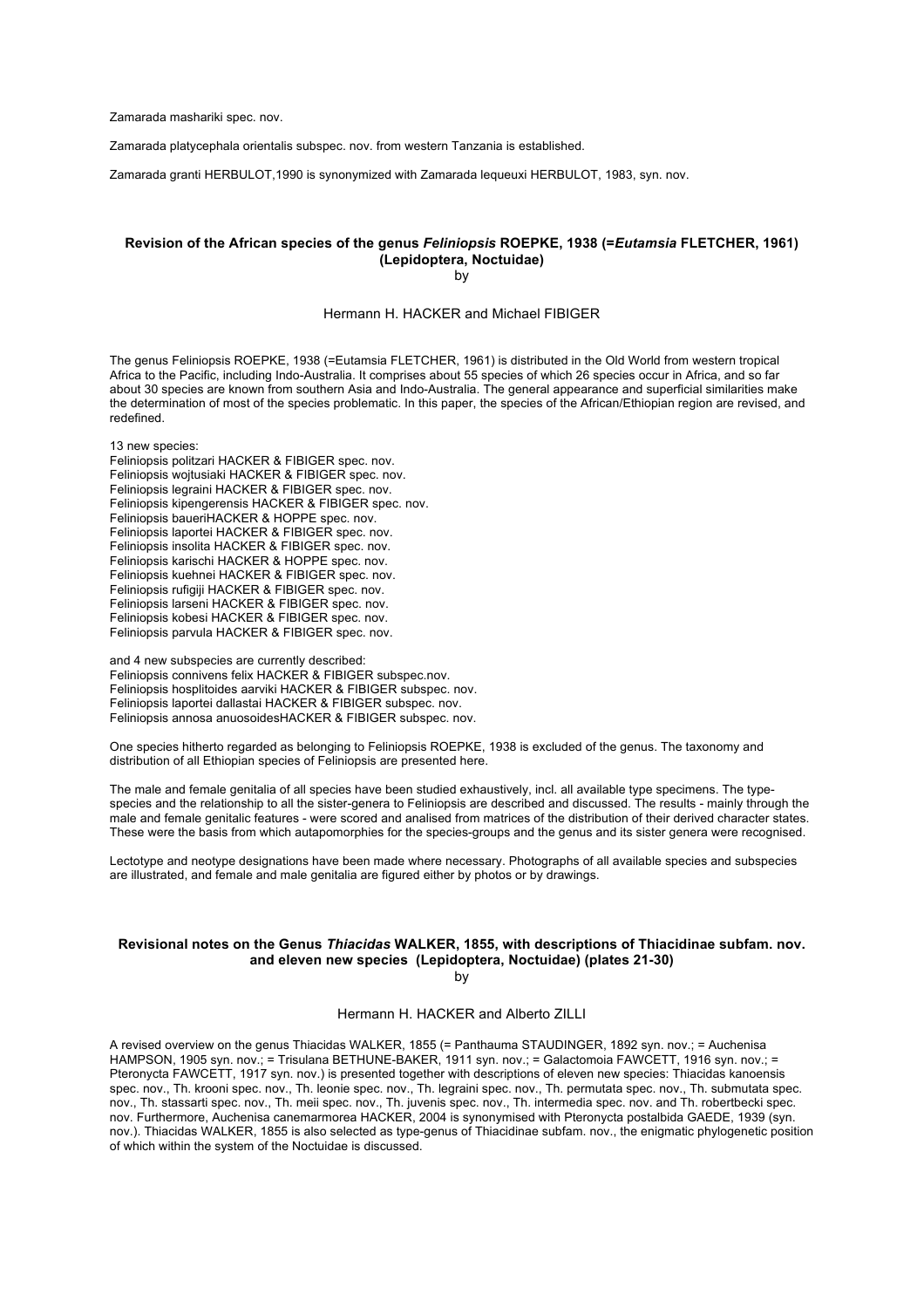Zamarada mashariki spec. nov.

Zamarada platycephala orientalis subspec. nov. from western Tanzania is established.

Zamarada granti HERBULOT,1990 is synonymized with Zamarada lequeuxi HERBULOT, 1983, syn. nov.

## Revision of the African species of the genus *Feliniopsis* ROEPKE, 1938 (=*Eutamsia* FLETCHER, 1961) (Lepidoptera, Noctuidae)

by

Hermann H. HACKER and Michael FIBIGER

The genus Feliniopsis ROEPKE, 1938 (=Eutamsia FLETCHER, 1961) is distributed in the Old World from western tropical Africa to the Pacific, including Indo-Australia. It comprises about 55 species of which 26 species occur in Africa, and so far about 30 species are known from southern Asia and Indo-Australia. The general appearance and superficial similarities make the determination of most of the species problematic. In this paper, the species of the African/Ethiopian region are revised, and redefined.

13 new species:
Feliniopsis politzari HACKER & FIBIGER spec. nov.
Feliniopsis wojtusiaki HACKER & FIBIGER spec. nov.
Feliniopsis legraini HACKER & FIBIGER spec. nov.
Feliniopsis kipengerensis HACKER & FIBIGER spec. nov.
Feliniopsis baueriHACKER & HOPPE spec. nov.
Feliniopsis laportei HACKER & FIBIGER spec. nov.
Feliniopsis insolita HACKER & FIBIGER spec. nov.
Feliniopsis karischi HACKER & HOPPE spec. nov.
Feliniopsis kuehnei HACKER & FIBIGER spec. nov.
Feliniopsis rufigiji HACKER & FIBIGER spec. nov.
Feliniopsis larseni HACKER & FIBIGER spec. nov.
Feliniopsis kobesi HACKER & FIBIGER spec. nov.
Feliniopsis parvula HACKER & FIBIGER spec. nov.

and 4 new subspecies are currently described:
Feliniopsis connivens felix HACKER & FIBIGER subspec.nov.
Feliniopsis hosplitoides aarviki HACKER & FIBIGER subspec. nov.
Feliniopsis laportei dallastai HACKER & FIBIGER subspec. nov.
Feliniopsis annosa anuosoidesHACKER & FIBIGER subspec. nov.

One species hitherto regarded as belonging to Feliniopsis ROEPKE, 1938 is excluded of the genus. The taxonomy and distribution of all Ethiopian species of Feliniopsis are presented here.

The male and female genitalia of all species have been studied exhaustively, incl. all available type specimens. The type-species and the relationship to all the sister-genera to Feliniopsis are described and discussed. The results - mainly through the male and female genitalic features - were scored and analised from matrices of the distribution of their derived character states. These were the basis from which autapomorphies for the species-groups and the genus and its sister genera were recognised.

Lectotype and neotype designations have been made where necessary. Photographs of all available species and subspecies are illustrated, and female and male genitalia are figured either by photos or by drawings.

## Revisional notes on the Genus *Thiacidas* WALKER, 1855, with descriptions of Thiacidinae subfam. nov. and eleven new species (Lepidoptera, Noctuidae) (plates 21-30)

by

Hermann H. HACKER and Alberto ZILLI

A revised overview on the genus Thiacidas WALKER, 1855 (= Panthauma STAUDINGER, 1892 syn. nov.; = Auchenisa HAMPSON, 1905 syn. nov.; = Trisulana BETHUNE-BAKER, 1911 syn. nov.; = Galactomoia FAWCETT, 1916 syn. nov.; = Pteronycta FAWCETT, 1917 syn. nov.) is presented together with descriptions of eleven new species: Thiacidas kanoensis spec. nov., Th. krooni spec. nov., Th. leonie spec. nov., Th. legraini spec. nov., Th. permutata spec. nov., Th. submutata spec. nov., Th. stassarti spec. nov., Th. meii spec. nov., Th. juvenis spec. nov., Th. intermedia spec. nov. and Th. robertbecki spec. nov. Furthermore, Auchenisa canemarmorea HACKER, 2004 is synonymised with Pteronycta postalbida GAEDE, 1939 (syn. nov.). Thiacidas WALKER, 1855 is also selected as type-genus of Thiacidinae subfam. nov., the enigmatic phylogenetic position of which within the system of the Noctuidae is discussed.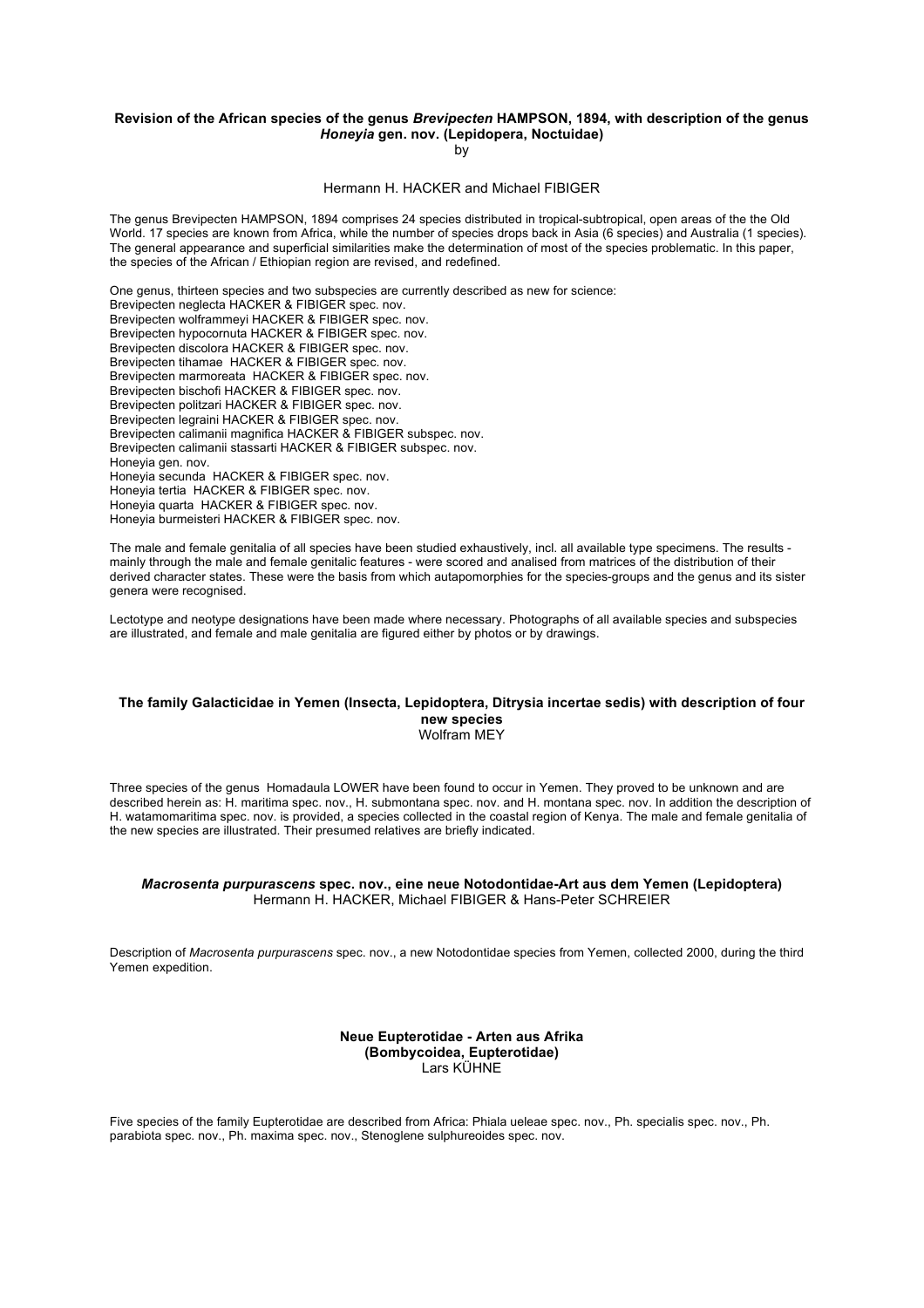### Revision of the African species of the genus *Brevipecten* HAMPSON, 1894, with description of the genus *Honeyia* gen. nov. (Lepidopera, Noctuidae)

by

Hermann H. HACKER and Michael FIBIGER

The genus Brevipecten HAMPSON, 1894 comprises 24 species distributed in tropical-subtropical, open areas of the the Old World. 17 species are known from Africa, while the number of species drops back in Asia (6 species) and Australia (1 species). The general appearance and superficial similarities make the determination of most of the species problematic. In this paper, the species of the African / Ethiopian region are revised, and redefined.

One genus, thirteen species and two subspecies are currently described as new for science:
Brevipecten neglecta HACKER & FIBIGER spec. nov.
Brevipecten wolframmeyi HACKER & FIBIGER spec. nov.
Brevipecten hypocornuta HACKER & FIBIGER spec. nov.
Brevipecten discolora HACKER & FIBIGER spec. nov.
Brevipecten tihamae HACKER & FIBIGER spec. nov.
Brevipecten marmoreata HACKER & FIBIGER spec. nov.
Brevipecten bischofi HACKER & FIBIGER spec. nov.
Brevipecten politzari HACKER & FIBIGER spec. nov.
Brevipecten legraini HACKER & FIBIGER spec. nov.
Brevipecten calimanii magnifica HACKER & FIBIGER subspec. nov.
Brevipecten calimanii stassarti HACKER & FIBIGER subspec. nov.
Honeyia gen. nov.
Honeyia secunda HACKER & FIBIGER spec. nov.
Honeyia tertia HACKER & FIBIGER spec. nov.
Honeyia quarta HACKER & FIBIGER spec. nov.
Honeyia burmeisteri HACKER & FIBIGER spec. nov.

The male and female genitalia of all species have been studied exhaustively, incl. all available type specimens. The results - mainly through the male and female genitalic features - were scored and analised from matrices of the distribution of their derived character states. These were the basis from which autapomorphies for the species-groups and the genus and its sister genera were recognised.

Lectotype and neotype designations have been made where necessary. Photographs of all available species and subspecies are illustrated, and female and male genitalia are figured either by photos or by drawings.

### The family Galacticidae in Yemen (Insecta, Lepidoptera, Ditrysia incertae sedis) with description of four new species

Wolfram MEY

Three species of the genus Homadaula LOWER have been found to occur in Yemen. They proved to be unknown and are described herein as: H. maritima spec. nov., H. submontana spec. nov. and H. montana spec. nov. In addition the description of H. watamomaritima spec. nov. is provided, a species collected in the coastal region of Kenya. The male and female genitalia of the new species are illustrated. Their presumed relatives are briefly indicated.

### *Macrosenta purpurascens* spec. nov., eine neue Notodontidae-Art aus dem Yemen (Lepidoptera)

Hermann H. HACKER, Michael FIBIGER & Hans-Peter SCHREIER

Description of *Macrosenta purpurascens* spec. nov., a new Notodontidae species from Yemen, collected 2000, during the third Yemen expedition.

### Neue Eupterotidae - Arten aus Afrika (Bombycoidea, Eupterotidae)

Lars KÜHNE

Five species of the family Eupterotidae are described from Africa: Phiala ueleae spec. nov., Ph. specialis spec. nov., Ph. parabiota spec. nov., Ph. maxima spec. nov., Stenoglene sulphureoides spec. nov.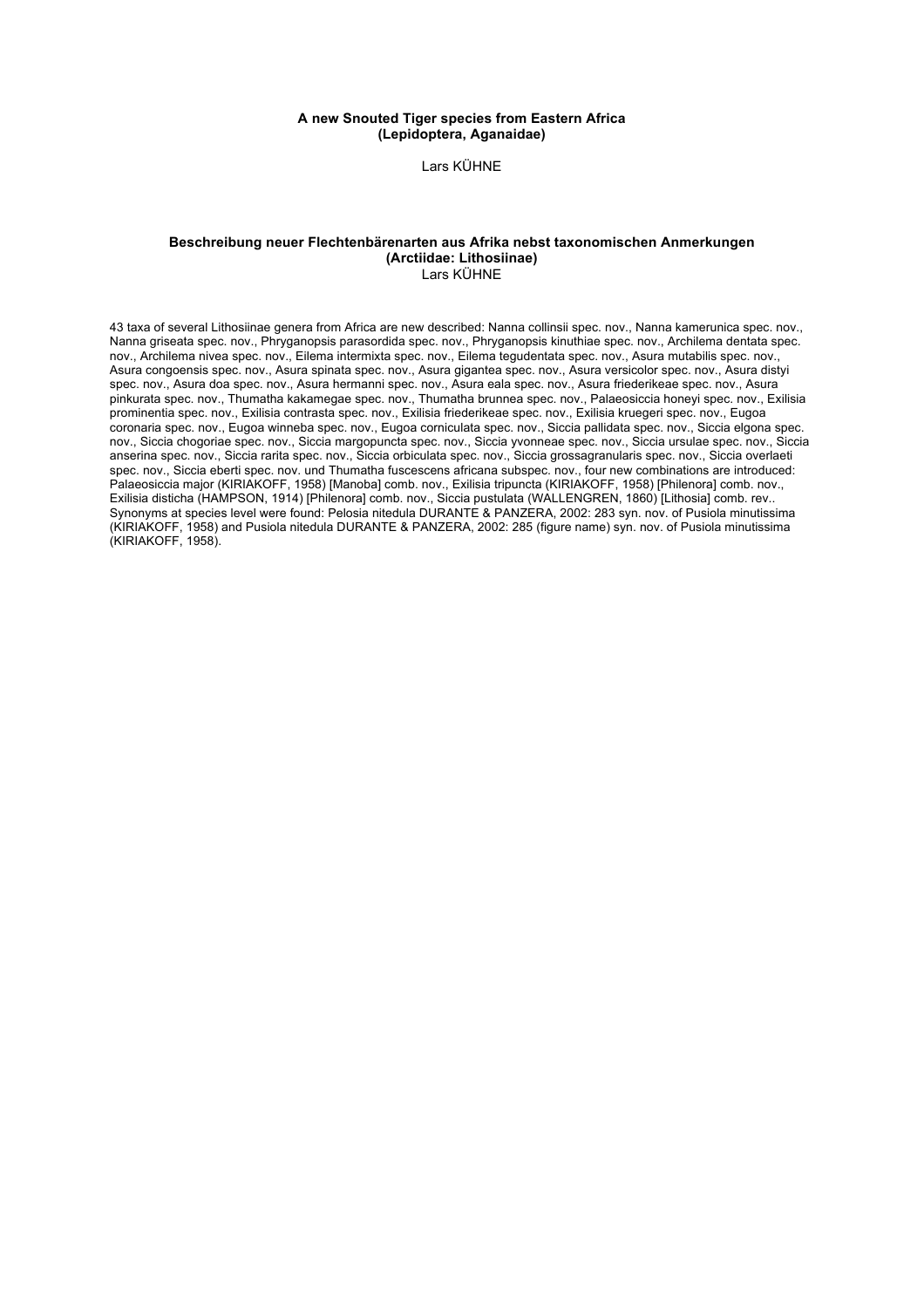**A new Snouted Tiger species from Eastern Africa**
**(Lepidoptera, Aganaidae)**

Lars KÜHNE

**Beschreibung neuer Flechtenbärenarten aus Afrika nebst taxonomischen Anmerkungen**
**(Arctiidae: Lithosiinae)**
Lars KÜHNE

43 taxa of several Lithosiinae genera from Africa are new described: Nanna collinsii spec. nov., Nanna kamerunica spec. nov., Nanna griseata spec. nov., Phryganopsis parasordida spec. nov., Phryganopsis kinuthiae spec. nov., Archilema dentata spec. nov., Archilema nivea spec. nov., Eilema intermixta spec. nov., Eilema tegudentata spec. nov., Asura mutabilis spec. nov., Asura congoensis spec. nov., Asura spinata spec. nov., Asura gigantea spec. nov., Asura versicolor spec. nov., Asura distyi spec. nov., Asura doa spec. nov., Asura hermanni spec. nov., Asura eala spec. nov., Asura friederikeae spec. nov., Asura pinkurata spec. nov., Thumatha kakamegae spec. nov., Thumatha brunnea spec. nov., Palaeosiccia honeyi spec. nov., Exilisia prominentia spec. nov., Exilisia contrasta spec. nov., Exilisia friederikeae spec. nov., Exilisia kruegeri spec. nov., Eugoa coronaria spec. nov., Eugoa winneba spec. nov., Eugoa corniculata spec. nov., Siccia pallidata spec. nov., Siccia elgona spec. nov., Siccia chogoriae spec. nov., Siccia margopuncta spec. nov., Siccia yvonneae spec. nov., Siccia ursulae spec. nov., Siccia anserina spec. nov., Siccia rarita spec. nov., Siccia orbiculata spec. nov., Siccia grossagranularis spec. nov., Siccia overlaeti spec. nov., Siccia eberti spec. nov. und Thumatha fuscescens africana subspec. nov., four new combinations are introduced: Palaeosiccia major (KIRIAKOFF, 1958) [Manoba] comb. nov., Exilisia tripuncta (KIRIAKOFF, 1958) [Philenora] comb. nov., Exilisia disticha (HAMPSON, 1914) [Philenora] comb. nov., Siccia pustulata (WALLENGREN, 1860) [Lithosia] comb. rev.. Synonyms at species level were found: Pelosia nitedula DURANTE & PANZERA, 2002: 283 syn. nov. of Pusiola minutissima (KIRIAKOFF, 1958) and Pusiola nitedula DURANTE & PANZERA, 2002: 285 (figure name) syn. nov. of Pusiola minutissima (KIRIAKOFF, 1958).